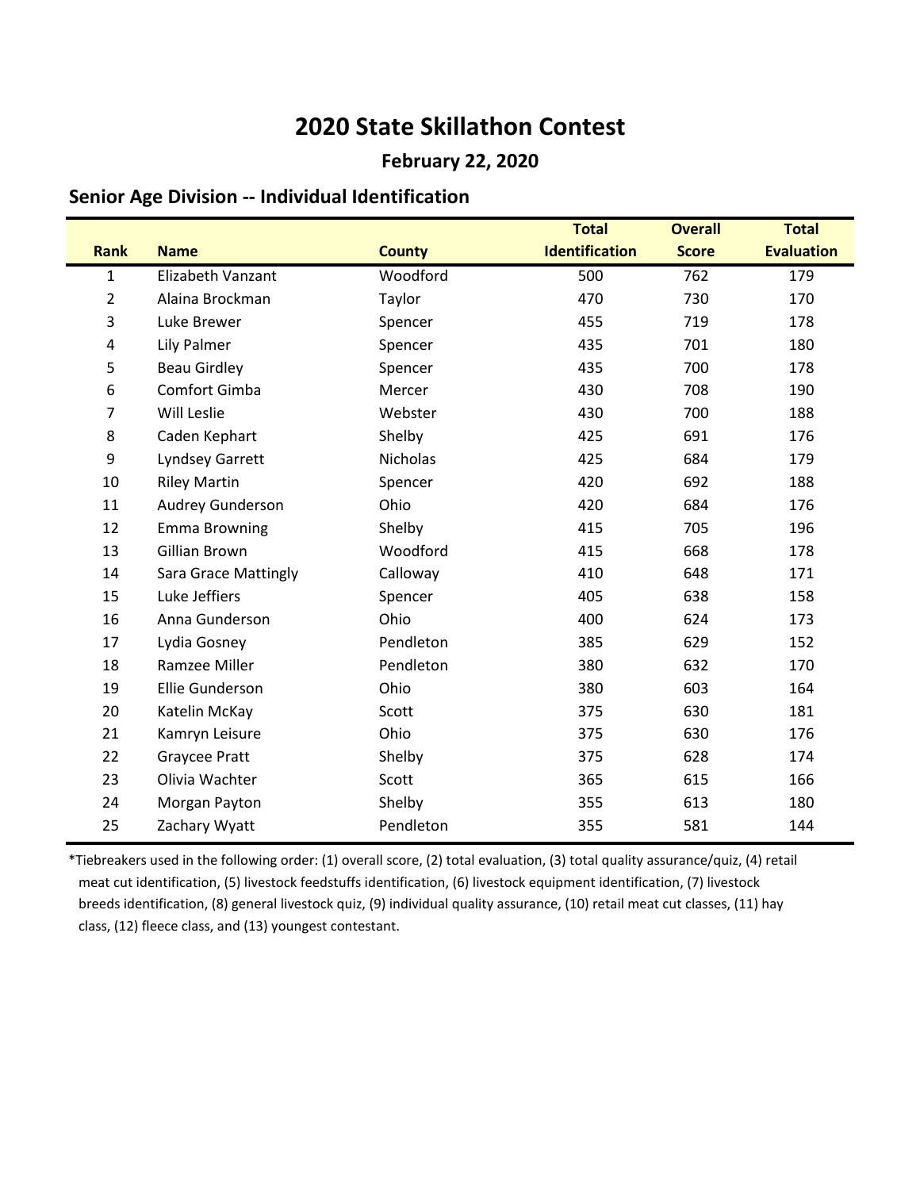# 2020 State Skillathon Contest

## February 22, 2020

### Senior Age Division -- Individual Identification

| Rank | Name | County | Total Identification | Overall Score | Total Evaluation |
|---|---|---|---|---|---|
| 1 | Elizabeth Vanzant | Woodford | 500 | 762 | 179 |
| 2 | Alaina Brockman | Taylor | 470 | 730 | 170 |
| 3 | Luke Brewer | Spencer | 455 | 719 | 178 |
| 4 | Lily Palmer | Spencer | 435 | 701 | 180 |
| 5 | Beau Girdley | Spencer | 435 | 700 | 178 |
| 6 | Comfort Gimba | Mercer | 430 | 708 | 190 |
| 7 | Will Leslie | Webster | 430 | 700 | 188 |
| 8 | Caden Kephart | Shelby | 425 | 691 | 176 |
| 9 | Lyndsey Garrett | Nicholas | 425 | 684 | 179 |
| 10 | Riley Martin | Spencer | 420 | 692 | 188 |
| 11 | Audrey Gunderson | Ohio | 420 | 684 | 176 |
| 12 | Emma Browning | Shelby | 415 | 705 | 196 |
| 13 | Gillian Brown | Woodford | 415 | 668 | 178 |
| 14 | Sara Grace Mattingly | Calloway | 410 | 648 | 171 |
| 15 | Luke Jeffiers | Spencer | 405 | 638 | 158 |
| 16 | Anna Gunderson | Ohio | 400 | 624 | 173 |
| 17 | Lydia Gosney | Pendleton | 385 | 629 | 152 |
| 18 | Ramzee Miller | Pendleton | 380 | 632 | 170 |
| 19 | Ellie Gunderson | Ohio | 380 | 603 | 164 |
| 20 | Katelin McKay | Scott | 375 | 630 | 181 |
| 21 | Kamryn Leisure | Ohio | 375 | 630 | 176 |
| 22 | Graycee Pratt | Shelby | 375 | 628 | 174 |
| 23 | Olivia Wachter | Scott | 365 | 615 | 166 |
| 24 | Morgan Payton | Shelby | 355 | 613 | 180 |
| 25 | Zachary Wyatt | Pendleton | 355 | 581 | 144 |

*Tiebreakers used in the following order: (1) overall score, (2) total evaluation, (3) total quality assurance/quiz, (4) retail meat cut identification, (5) livestock feedstuffs identification, (6) livestock equipment identification, (7) livestock breeds identification, (8) general livestock quiz, (9) individual quality assurance, (10) retail meat cut classes, (11) hay class, (12) fleece class, and (13) youngest contestant.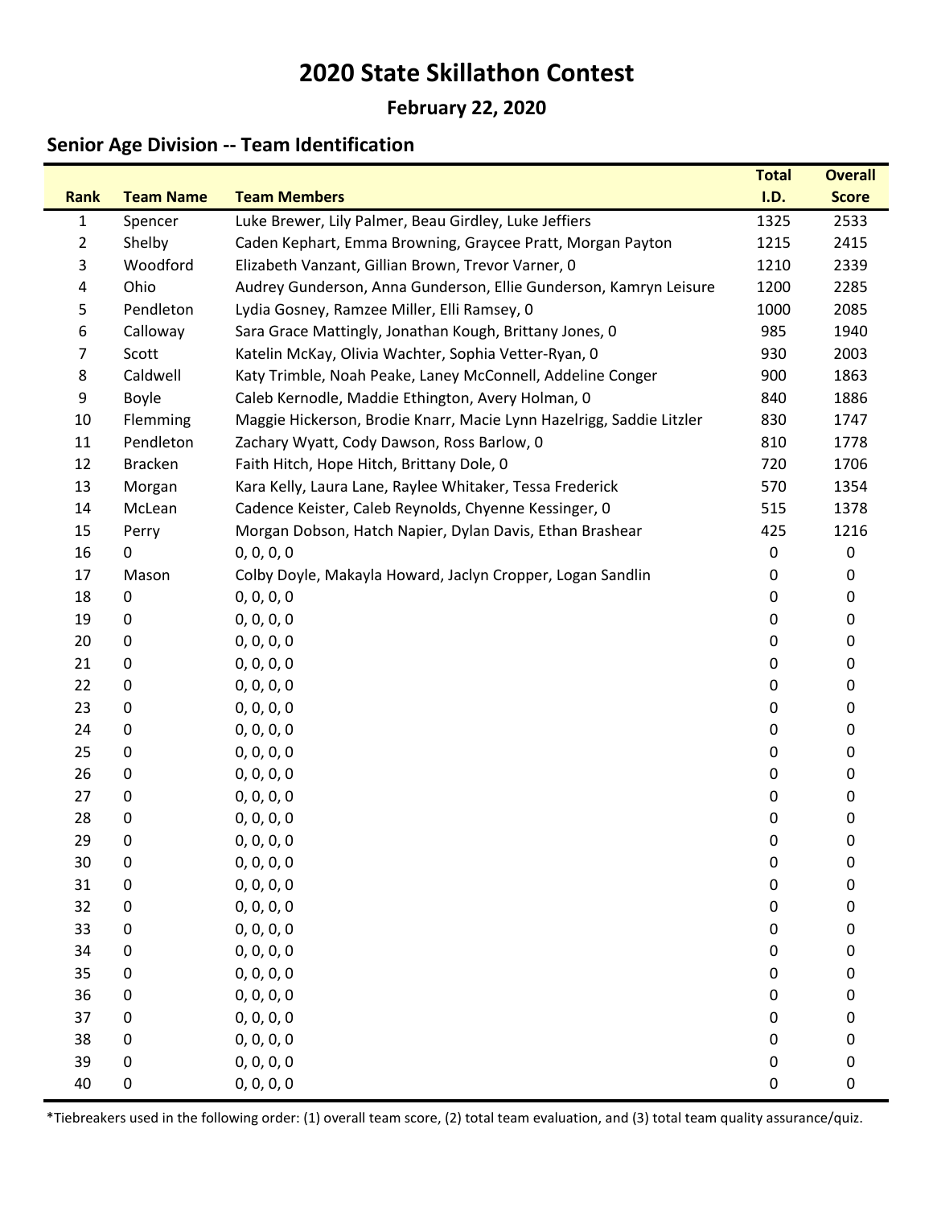# 2020 State Skillathon Contest

## February 22, 2020

### Senior Age Division -- Team Identification

| Rank | Team Name | Team Members | Total I.D. | Overall Score |
|---|---|---|---|---|
| 1 | Spencer | Luke Brewer, Lily Palmer, Beau Girdley, Luke Jeffiers | 1325 | 2533 |
| 2 | Shelby | Caden Kephart, Emma Browning, Graycee Pratt, Morgan Payton | 1215 | 2415 |
| 3 | Woodford | Elizabeth Vanzant, Gillian Brown, Trevor Varner, 0 | 1210 | 2339 |
| 4 | Ohio | Audrey Gunderson, Anna Gunderson, Ellie Gunderson, Kamryn Leisure | 1200 | 2285 |
| 5 | Pendleton | Lydia Gosney, Ramzee Miller, Elli Ramsey, 0 | 1000 | 2085 |
| 6 | Calloway | Sara Grace Mattingly, Jonathan Kough, Brittany Jones, 0 | 985 | 1940 |
| 7 | Scott | Katelin McKay, Olivia Wachter, Sophia Vetter-Ryan, 0 | 930 | 2003 |
| 8 | Caldwell | Katy Trimble, Noah Peake, Laney McConnell, Addeline Conger | 900 | 1863 |
| 9 | Boyle | Caleb Kernodle, Maddie Ethington, Avery Holman, 0 | 840 | 1886 |
| 10 | Flemming | Maggie Hickerson, Brodie Knarr, Macie Lynn Hazelrigg, Saddie Litzler | 830 | 1747 |
| 11 | Pendleton | Zachary Wyatt, Cody Dawson, Ross Barlow, 0 | 810 | 1778 |
| 12 | Bracken | Faith Hitch, Hope Hitch, Brittany Dole, 0 | 720 | 1706 |
| 13 | Morgan | Kara Kelly, Laura Lane, Raylee Whitaker, Tessa Frederick | 570 | 1354 |
| 14 | McLean | Cadence Keister, Caleb Reynolds, Chyenne Kessinger, 0 | 515 | 1378 |
| 15 | Perry | Morgan Dobson, Hatch Napier, Dylan Davis, Ethan Brashear | 425 | 1216 |
| 16 | 0 | 0, 0, 0, 0 | 0 | 0 |
| 17 | Mason | Colby Doyle, Makayla Howard, Jaclyn Cropper, Logan Sandlin | 0 | 0 |
| 18 | 0 | 0, 0, 0, 0 | 0 | 0 |
| 19 | 0 | 0, 0, 0, 0 | 0 | 0 |
| 20 | 0 | 0, 0, 0, 0 | 0 | 0 |
| 21 | 0 | 0, 0, 0, 0 | 0 | 0 |
| 22 | 0 | 0, 0, 0, 0 | 0 | 0 |
| 23 | 0 | 0, 0, 0, 0 | 0 | 0 |
| 24 | 0 | 0, 0, 0, 0 | 0 | 0 |
| 25 | 0 | 0, 0, 0, 0 | 0 | 0 |
| 26 | 0 | 0, 0, 0, 0 | 0 | 0 |
| 27 | 0 | 0, 0, 0, 0 | 0 | 0 |
| 28 | 0 | 0, 0, 0, 0 | 0 | 0 |
| 29 | 0 | 0, 0, 0, 0 | 0 | 0 |
| 30 | 0 | 0, 0, 0, 0 | 0 | 0 |
| 31 | 0 | 0, 0, 0, 0 | 0 | 0 |
| 32 | 0 | 0, 0, 0, 0 | 0 | 0 |
| 33 | 0 | 0, 0, 0, 0 | 0 | 0 |
| 34 | 0 | 0, 0, 0, 0 | 0 | 0 |
| 35 | 0 | 0, 0, 0, 0 | 0 | 0 |
| 36 | 0 | 0, 0, 0, 0 | 0 | 0 |
| 37 | 0 | 0, 0, 0, 0 | 0 | 0 |
| 38 | 0 | 0, 0, 0, 0 | 0 | 0 |
| 39 | 0 | 0, 0, 0, 0 | 0 | 0 |
| 40 | 0 | 0, 0, 0, 0 | 0 | 0 |

*Tiebreakers used in the following order: (1) overall team score, (2) total team evaluation, and (3) total team quality assurance/quiz.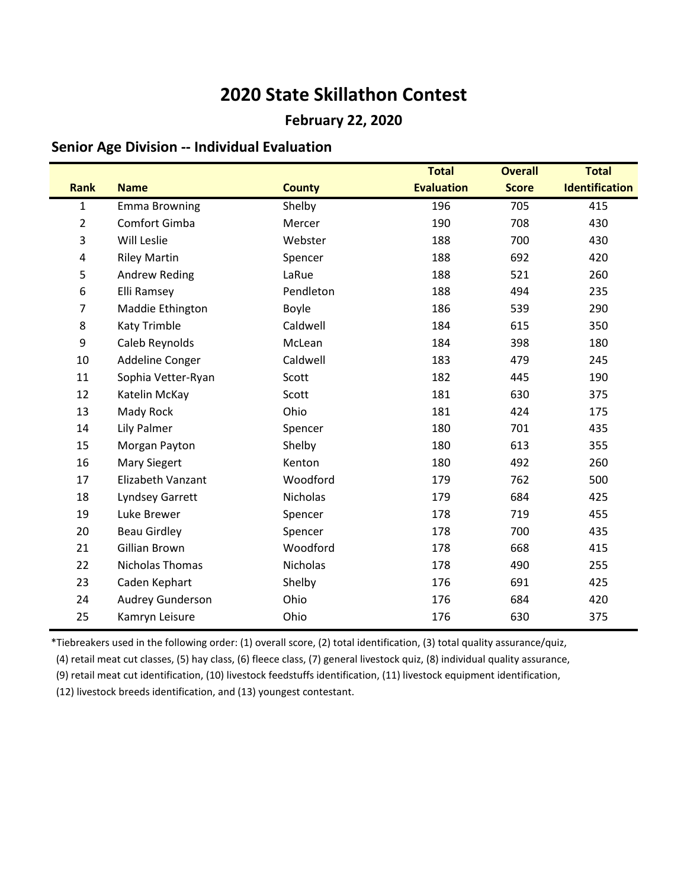# 2020 State Skillathon Contest

## February 22, 2020

### Senior Age Division -- Individual Evaluation

| Rank | Name | County | Total Evaluation | Overall Score | Total Identification |
|---|---|---|---|---|---|
| 1 | Emma Browning | Shelby | 196 | 705 | 415 |
| 2 | Comfort Gimba | Mercer | 190 | 708 | 430 |
| 3 | Will Leslie | Webster | 188 | 700 | 430 |
| 4 | Riley Martin | Spencer | 188 | 692 | 420 |
| 5 | Andrew Reding | LaRue | 188 | 521 | 260 |
| 6 | Elli Ramsey | Pendleton | 188 | 494 | 235 |
| 7 | Maddie Ethington | Boyle | 186 | 539 | 290 |
| 8 | Katy Trimble | Caldwell | 184 | 615 | 350 |
| 9 | Caleb Reynolds | McLean | 184 | 398 | 180 |
| 10 | Addeline Conger | Caldwell | 183 | 479 | 245 |
| 11 | Sophia Vetter-Ryan | Scott | 182 | 445 | 190 |
| 12 | Katelin McKay | Scott | 181 | 630 | 375 |
| 13 | Mady Rock | Ohio | 181 | 424 | 175 |
| 14 | Lily Palmer | Spencer | 180 | 701 | 435 |
| 15 | Morgan Payton | Shelby | 180 | 613 | 355 |
| 16 | Mary Siegert | Kenton | 180 | 492 | 260 |
| 17 | Elizabeth Vanzant | Woodford | 179 | 762 | 500 |
| 18 | Lyndsey Garrett | Nicholas | 179 | 684 | 425 |
| 19 | Luke Brewer | Spencer | 178 | 719 | 455 |
| 20 | Beau Girdley | Spencer | 178 | 700 | 435 |
| 21 | Gillian Brown | Woodford | 178 | 668 | 415 |
| 22 | Nicholas Thomas | Nicholas | 178 | 490 | 255 |
| 23 | Caden Kephart | Shelby | 176 | 691 | 425 |
| 24 | Audrey Gunderson | Ohio | 176 | 684 | 420 |
| 25 | Kamryn Leisure | Ohio | 176 | 630 | 375 |

*Tiebreakers used in the following order: (1) overall score, (2) total identification, (3) total quality assurance/quiz, (4) retail meat cut classes, (5) hay class, (6) fleece class, (7) general livestock quiz, (8) individual quality assurance, (9) retail meat cut identification, (10) livestock feedstuffs identification, (11) livestock equipment identification, (12) livestock breeds identification, and (13) youngest contestant.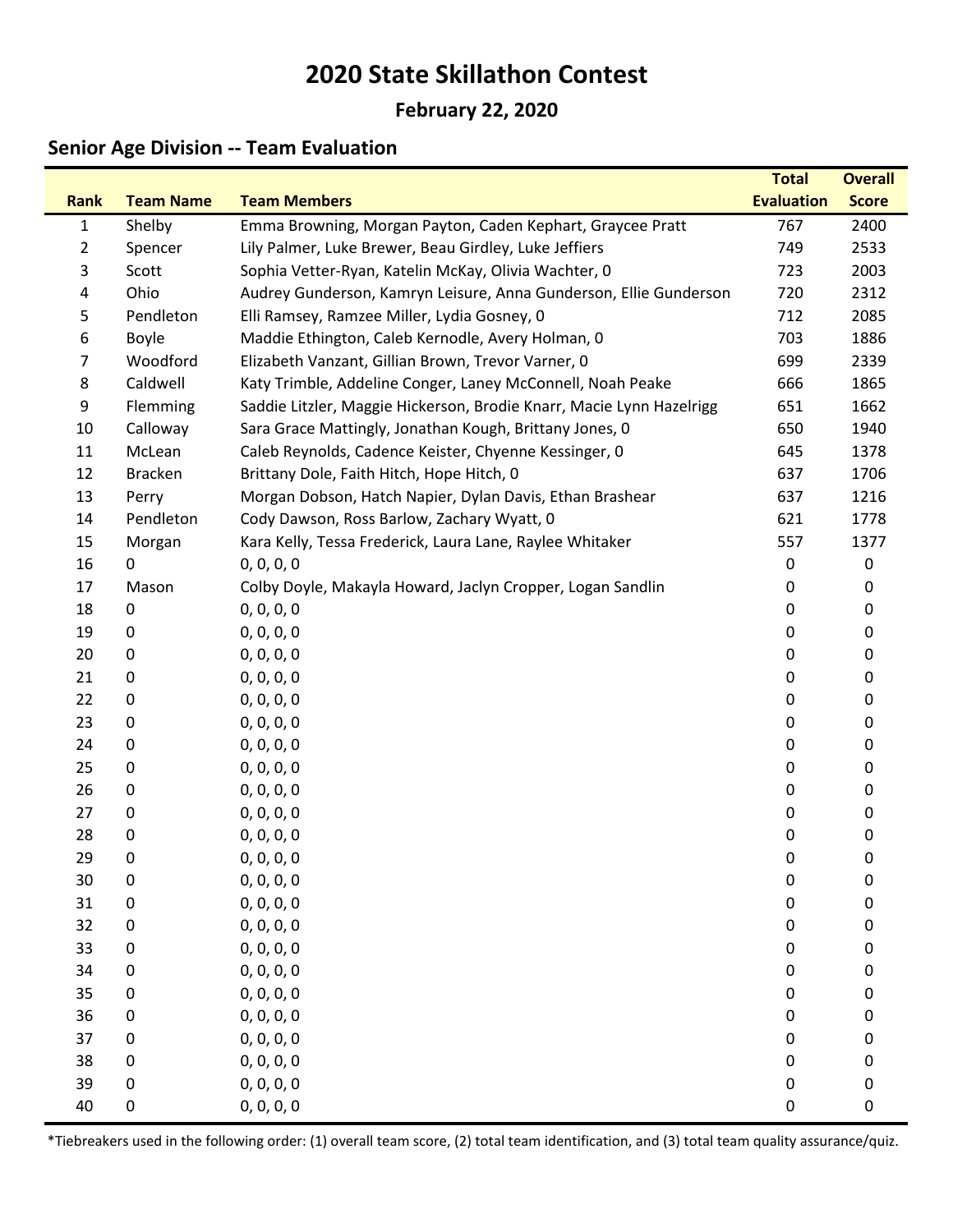# 2020 State Skillathon Contest

## February 22, 2020

### Senior Age Division -- Team Evaluation

| Rank | Team Name | Team Members | Total Evaluation | Overall Score |
|---|---|---|---|---|
| 1 | Shelby | Emma Browning, Morgan Payton, Caden Kephart, Graycee Pratt | 767 | 2400 |
| 2 | Spencer | Lily Palmer, Luke Brewer, Beau Girdley, Luke Jeffiers | 749 | 2533 |
| 3 | Scott | Sophia Vetter-Ryan, Katelin McKay, Olivia Wachter, 0 | 723 | 2003 |
| 4 | Ohio | Audrey Gunderson, Kamryn Leisure, Anna Gunderson, Ellie Gunderson | 720 | 2312 |
| 5 | Pendleton | Elli Ramsey, Ramzee Miller, Lydia Gosney, 0 | 712 | 2085 |
| 6 | Boyle | Maddie Ethington, Caleb Kernodle, Avery Holman, 0 | 703 | 1886 |
| 7 | Woodford | Elizabeth Vanzant, Gillian Brown, Trevor Varner, 0 | 699 | 2339 |
| 8 | Caldwell | Katy Trimble, Addeline Conger, Laney McConnell, Noah Peake | 666 | 1865 |
| 9 | Flemming | Saddie Litzler, Maggie Hickerson, Brodie Knarr, Macie Lynn Hazelrigg | 651 | 1662 |
| 10 | Calloway | Sara Grace Mattingly, Jonathan Kough, Brittany Jones, 0 | 650 | 1940 |
| 11 | McLean | Caleb Reynolds, Cadence Keister, Chyenne Kessinger, 0 | 645 | 1378 |
| 12 | Bracken | Brittany Dole, Faith Hitch, Hope Hitch, 0 | 637 | 1706 |
| 13 | Perry | Morgan Dobson, Hatch Napier, Dylan Davis, Ethan Brashear | 637 | 1216 |
| 14 | Pendleton | Cody Dawson, Ross Barlow, Zachary Wyatt, 0 | 621 | 1778 |
| 15 | Morgan | Kara Kelly, Tessa Frederick, Laura Lane, Raylee Whitaker | 557 | 1377 |
| 16 | 0 | 0, 0, 0, 0 | 0 | 0 |
| 17 | Mason | Colby Doyle, Makayla Howard, Jaclyn Cropper, Logan Sandlin | 0 | 0 |
| 18 | 0 | 0, 0, 0, 0 | 0 | 0 |
| 19 | 0 | 0, 0, 0, 0 | 0 | 0 |
| 20 | 0 | 0, 0, 0, 0 | 0 | 0 |
| 21 | 0 | 0, 0, 0, 0 | 0 | 0 |
| 22 | 0 | 0, 0, 0, 0 | 0 | 0 |
| 23 | 0 | 0, 0, 0, 0 | 0 | 0 |
| 24 | 0 | 0, 0, 0, 0 | 0 | 0 |
| 25 | 0 | 0, 0, 0, 0 | 0 | 0 |
| 26 | 0 | 0, 0, 0, 0 | 0 | 0 |
| 27 | 0 | 0, 0, 0, 0 | 0 | 0 |
| 28 | 0 | 0, 0, 0, 0 | 0 | 0 |
| 29 | 0 | 0, 0, 0, 0 | 0 | 0 |
| 30 | 0 | 0, 0, 0, 0 | 0 | 0 |
| 31 | 0 | 0, 0, 0, 0 | 0 | 0 |
| 32 | 0 | 0, 0, 0, 0 | 0 | 0 |
| 33 | 0 | 0, 0, 0, 0 | 0 | 0 |
| 34 | 0 | 0, 0, 0, 0 | 0 | 0 |
| 35 | 0 | 0, 0, 0, 0 | 0 | 0 |
| 36 | 0 | 0, 0, 0, 0 | 0 | 0 |
| 37 | 0 | 0, 0, 0, 0 | 0 | 0 |
| 38 | 0 | 0, 0, 0, 0 | 0 | 0 |
| 39 | 0 | 0, 0, 0, 0 | 0 | 0 |
| 40 | 0 | 0, 0, 0, 0 | 0 | 0 |

*Tiebreakers used in the following order: (1) overall team score, (2) total team identification, and (3) total team quality assurance/quiz.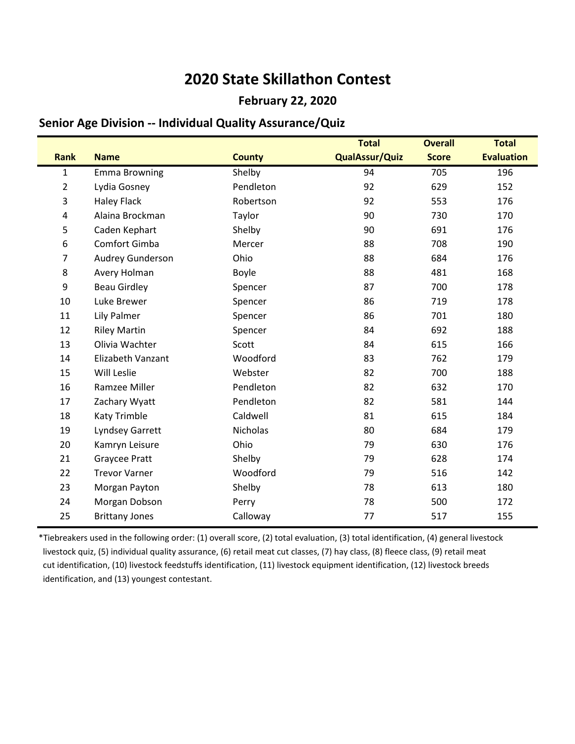# 2020 State Skillathon Contest

## February 22, 2020

### Senior Age Division -- Individual Quality Assurance/Quiz

| Rank | Name | County | Total QualAssur/Quiz | Overall Score | Total Evaluation |
|---|---|---|---|---|---|
| 1 | Emma Browning | Shelby | 94 | 705 | 196 |
| 2 | Lydia Gosney | Pendleton | 92 | 629 | 152 |
| 3 | Haley Flack | Robertson | 92 | 553 | 176 |
| 4 | Alaina Brockman | Taylor | 90 | 730 | 170 |
| 5 | Caden Kephart | Shelby | 90 | 691 | 176 |
| 6 | Comfort Gimba | Mercer | 88 | 708 | 190 |
| 7 | Audrey Gunderson | Ohio | 88 | 684 | 176 |
| 8 | Avery Holman | Boyle | 88 | 481 | 168 |
| 9 | Beau Girdley | Spencer | 87 | 700 | 178 |
| 10 | Luke Brewer | Spencer | 86 | 719 | 178 |
| 11 | Lily Palmer | Spencer | 86 | 701 | 180 |
| 12 | Riley Martin | Spencer | 84 | 692 | 188 |
| 13 | Olivia Wachter | Scott | 84 | 615 | 166 |
| 14 | Elizabeth Vanzant | Woodford | 83 | 762 | 179 |
| 15 | Will Leslie | Webster | 82 | 700 | 188 |
| 16 | Ramzee Miller | Pendleton | 82 | 632 | 170 |
| 17 | Zachary Wyatt | Pendleton | 82 | 581 | 144 |
| 18 | Katy Trimble | Caldwell | 81 | 615 | 184 |
| 19 | Lyndsey Garrett | Nicholas | 80 | 684 | 179 |
| 20 | Kamryn Leisure | Ohio | 79 | 630 | 176 |
| 21 | Graycee Pratt | Shelby | 79 | 628 | 174 |
| 22 | Trevor Varner | Woodford | 79 | 516 | 142 |
| 23 | Morgan Payton | Shelby | 78 | 613 | 180 |
| 24 | Morgan Dobson | Perry | 78 | 500 | 172 |
| 25 | Brittany Jones | Calloway | 77 | 517 | 155 |

*Tiebreakers used in the following order: (1) overall score, (2) total evaluation, (3) total identification, (4) general livestock livestock quiz, (5) individual quality assurance, (6) retail meat cut classes, (7) hay class, (8) fleece class, (9) retail meat cut identification, (10) livestock feedstuffs identification, (11) livestock equipment identification, (12) livestock breeds identification, and (13) youngest contestant.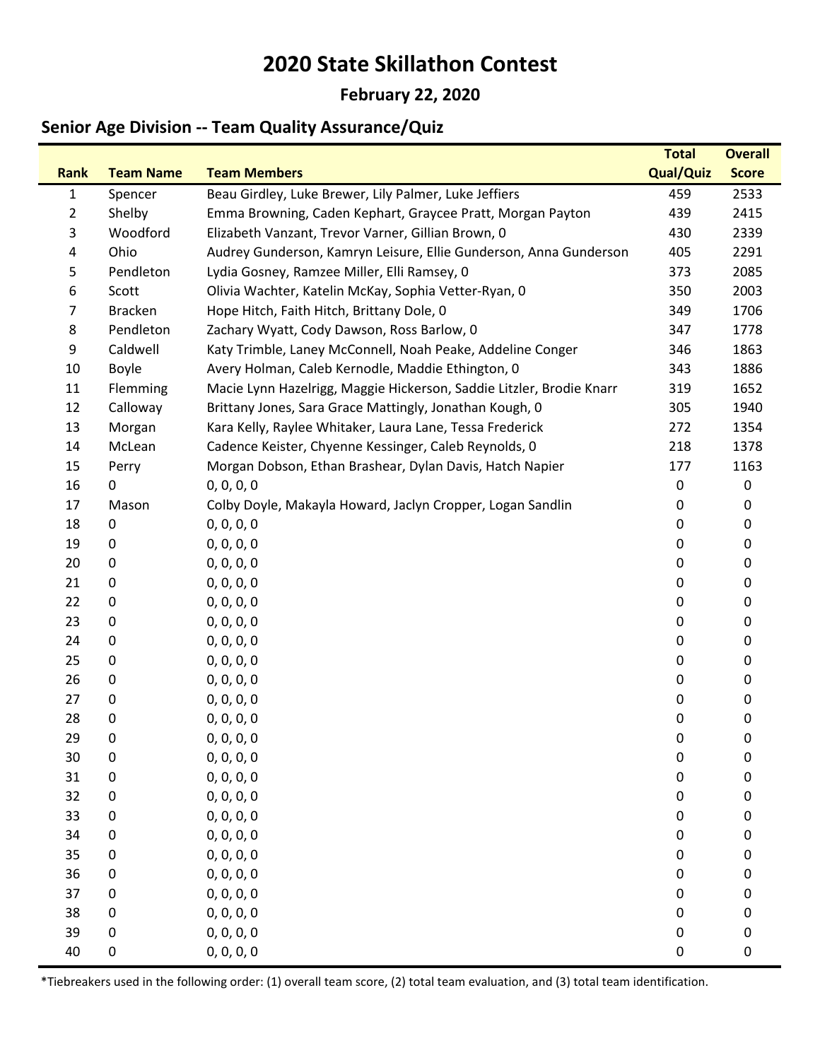# 2020 State Skillathon Contest

## February 22, 2020

### Senior Age Division -- Team Quality Assurance/Quiz

| Rank | Team Name | Team Members | Total Qual/Quiz | Overall Score |
|---|---|---|---|---|
| 1 | Spencer | Beau Girdley, Luke Brewer, Lily Palmer, Luke Jeffiers | 459 | 2533 |
| 2 | Shelby | Emma Browning, Caden Kephart, Graycee Pratt, Morgan Payton | 439 | 2415 |
| 3 | Woodford | Elizabeth Vanzant, Trevor Varner, Gillian Brown, 0 | 430 | 2339 |
| 4 | Ohio | Audrey Gunderson, Kamryn Leisure, Ellie Gunderson, Anna Gunderson | 405 | 2291 |
| 5 | Pendleton | Lydia Gosney, Ramzee Miller, Elli Ramsey, 0 | 373 | 2085 |
| 6 | Scott | Olivia Wachter, Katelin McKay, Sophia Vetter-Ryan, 0 | 350 | 2003 |
| 7 | Bracken | Hope Hitch, Faith Hitch, Brittany Dole, 0 | 349 | 1706 |
| 8 | Pendleton | Zachary Wyatt, Cody Dawson, Ross Barlow, 0 | 347 | 1778 |
| 9 | Caldwell | Katy Trimble, Laney McConnell, Noah Peake, Addeline Conger | 346 | 1863 |
| 10 | Boyle | Avery Holman, Caleb Kernodle, Maddie Ethington, 0 | 343 | 1886 |
| 11 | Flemming | Macie Lynn Hazelrigg, Maggie Hickerson, Saddie Litzler, Brodie Knarr | 319 | 1652 |
| 12 | Calloway | Brittany Jones, Sara Grace Mattingly, Jonathan Kough, 0 | 305 | 1940 |
| 13 | Morgan | Kara Kelly, Raylee Whitaker, Laura Lane, Tessa Frederick | 272 | 1354 |
| 14 | McLean | Cadence Keister, Chyenne Kessinger, Caleb Reynolds, 0 | 218 | 1378 |
| 15 | Perry | Morgan Dobson, Ethan Brashear, Dylan Davis, Hatch Napier | 177 | 1163 |
| 16 | 0 | 0, 0, 0, 0 | 0 | 0 |
| 17 | Mason | Colby Doyle, Makayla Howard, Jaclyn Cropper, Logan Sandlin | 0 | 0 |
| 18 | 0 | 0, 0, 0, 0 | 0 | 0 |
| 19 | 0 | 0, 0, 0, 0 | 0 | 0 |
| 20 | 0 | 0, 0, 0, 0 | 0 | 0 |
| 21 | 0 | 0, 0, 0, 0 | 0 | 0 |
| 22 | 0 | 0, 0, 0, 0 | 0 | 0 |
| 23 | 0 | 0, 0, 0, 0 | 0 | 0 |
| 24 | 0 | 0, 0, 0, 0 | 0 | 0 |
| 25 | 0 | 0, 0, 0, 0 | 0 | 0 |
| 26 | 0 | 0, 0, 0, 0 | 0 | 0 |
| 27 | 0 | 0, 0, 0, 0 | 0 | 0 |
| 28 | 0 | 0, 0, 0, 0 | 0 | 0 |
| 29 | 0 | 0, 0, 0, 0 | 0 | 0 |
| 30 | 0 | 0, 0, 0, 0 | 0 | 0 |
| 31 | 0 | 0, 0, 0, 0 | 0 | 0 |
| 32 | 0 | 0, 0, 0, 0 | 0 | 0 |
| 33 | 0 | 0, 0, 0, 0 | 0 | 0 |
| 34 | 0 | 0, 0, 0, 0 | 0 | 0 |
| 35 | 0 | 0, 0, 0, 0 | 0 | 0 |
| 36 | 0 | 0, 0, 0, 0 | 0 | 0 |
| 37 | 0 | 0, 0, 0, 0 | 0 | 0 |
| 38 | 0 | 0, 0, 0, 0 | 0 | 0 |
| 39 | 0 | 0, 0, 0, 0 | 0 | 0 |
| 40 | 0 | 0, 0, 0, 0 | 0 | 0 |

*Tiebreakers used in the following order: (1) overall team score, (2) total team evaluation, and (3) total team identification.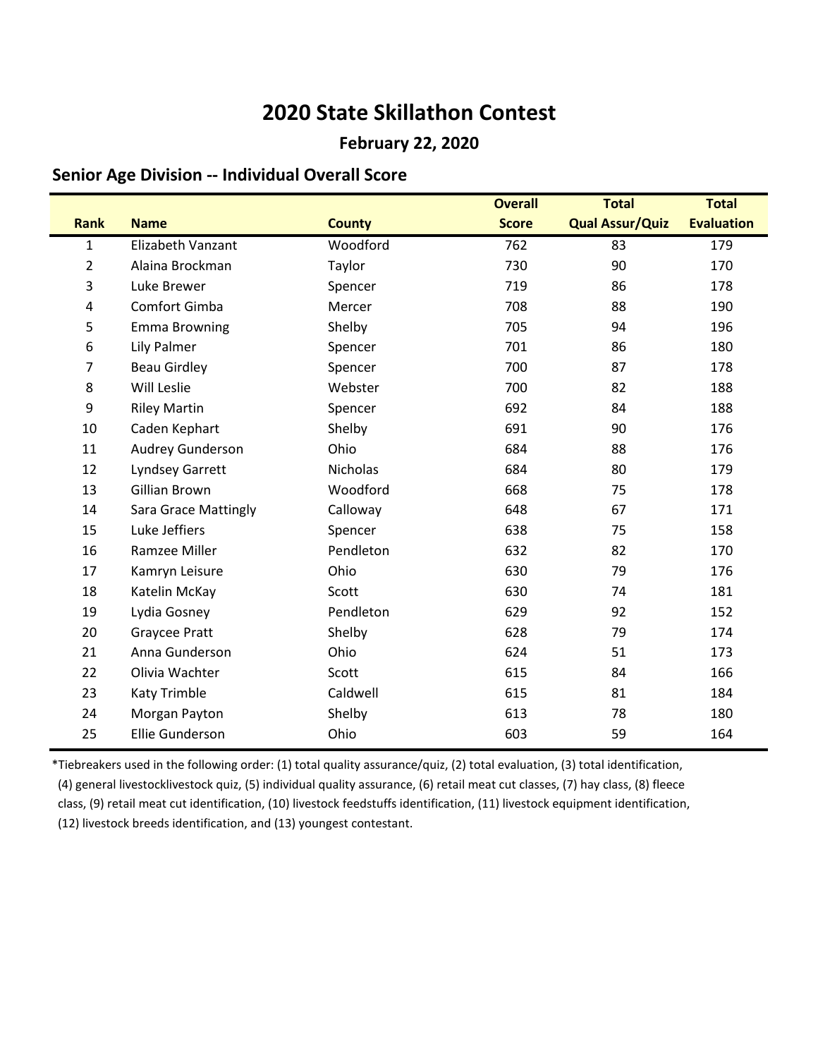# 2020 State Skillathon Contest

## February 22, 2020

### Senior Age Division -- Individual Overall Score

| Rank | Name | County | Overall Score | Total Qual Assur/Quiz | Total Evaluation |
|---|---|---|---|---|---|
| 1 | Elizabeth Vanzant | Woodford | 762 | 83 | 179 |
| 2 | Alaina Brockman | Taylor | 730 | 90 | 170 |
| 3 | Luke Brewer | Spencer | 719 | 86 | 178 |
| 4 | Comfort Gimba | Mercer | 708 | 88 | 190 |
| 5 | Emma Browning | Shelby | 705 | 94 | 196 |
| 6 | Lily Palmer | Spencer | 701 | 86 | 180 |
| 7 | Beau Girdley | Spencer | 700 | 87 | 178 |
| 8 | Will Leslie | Webster | 700 | 82 | 188 |
| 9 | Riley Martin | Spencer | 692 | 84 | 188 |
| 10 | Caden Kephart | Shelby | 691 | 90 | 176 |
| 11 | Audrey Gunderson | Ohio | 684 | 88 | 176 |
| 12 | Lyndsey Garrett | Nicholas | 684 | 80 | 179 |
| 13 | Gillian Brown | Woodford | 668 | 75 | 178 |
| 14 | Sara Grace Mattingly | Calloway | 648 | 67 | 171 |
| 15 | Luke Jeffiers | Spencer | 638 | 75 | 158 |
| 16 | Ramzee Miller | Pendleton | 632 | 82 | 170 |
| 17 | Kamryn Leisure | Ohio | 630 | 79 | 176 |
| 18 | Katelin McKay | Scott | 630 | 74 | 181 |
| 19 | Lydia Gosney | Pendleton | 629 | 92 | 152 |
| 20 | Graycee Pratt | Shelby | 628 | 79 | 174 |
| 21 | Anna Gunderson | Ohio | 624 | 51 | 173 |
| 22 | Olivia Wachter | Scott | 615 | 84 | 166 |
| 23 | Katy Trimble | Caldwell | 615 | 81 | 184 |
| 24 | Morgan Payton | Shelby | 613 | 78 | 180 |
| 25 | Ellie Gunderson | Ohio | 603 | 59 | 164 |

*Tiebreakers used in the following order: (1) total quality assurance/quiz, (2) total evaluation, (3) total identification, (4) general livestocklivestock quiz, (5) individual quality assurance, (6) retail meat cut classes, (7) hay class, (8) fleece class, (9) retail meat cut identification, (10) livestock feedstuffs identification, (11) livestock equipment identification, (12) livestock breeds identification, and (13) youngest contestant.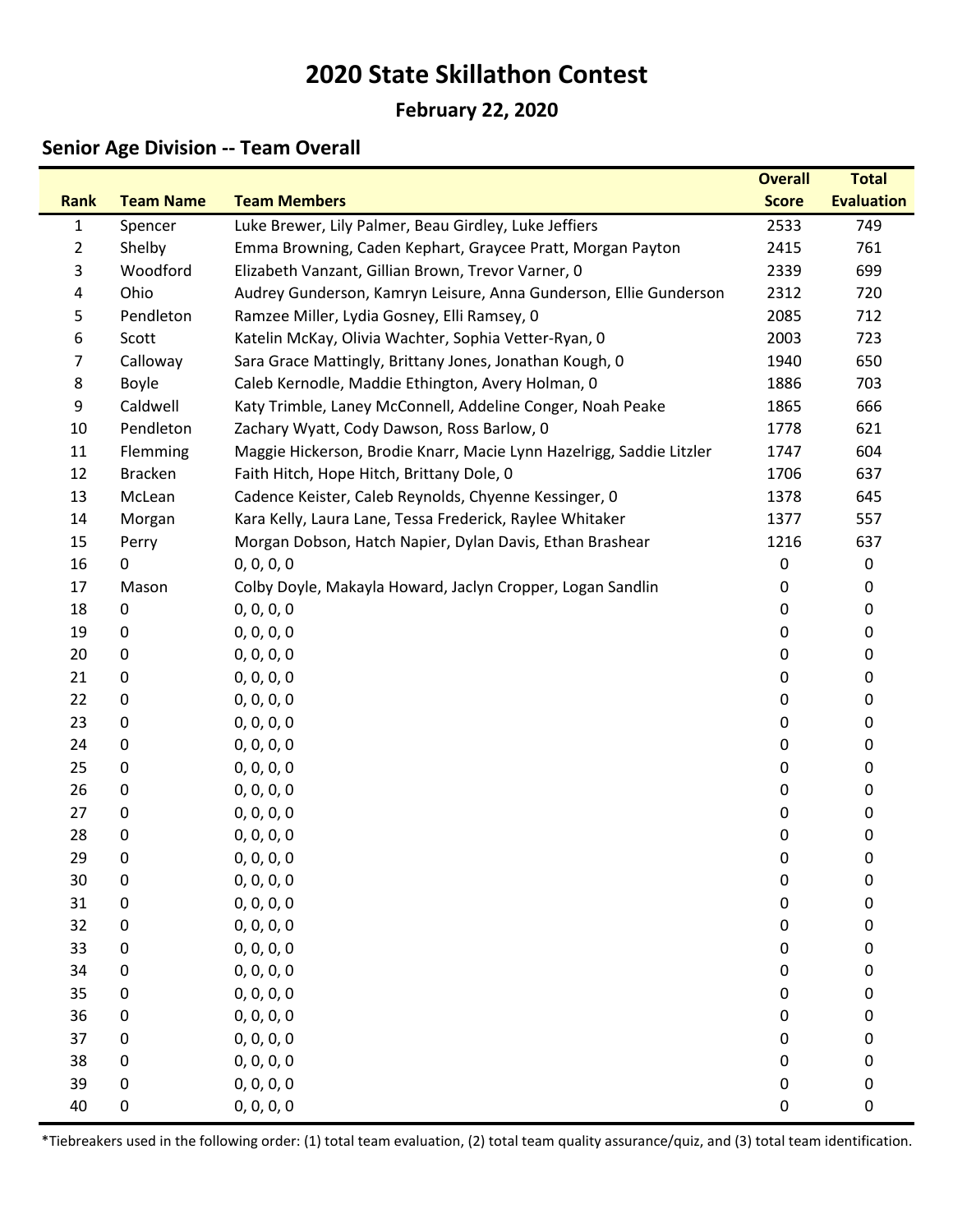# 2020 State Skillathon Contest

**February 22, 2020**

## Senior Age Division -- Team Overall

| Rank | Team Name | Team Members | Overall Score | Total Evaluation |
|---|---|---|---|---|
| 1 | Spencer | Luke Brewer, Lily Palmer, Beau Girdley, Luke Jeffiers | 2533 | 749 |
| 2 | Shelby | Emma Browning, Caden Kephart, Graycee Pratt, Morgan Payton | 2415 | 761 |
| 3 | Woodford | Elizabeth Vanzant, Gillian Brown, Trevor Varner, 0 | 2339 | 699 |
| 4 | Ohio | Audrey Gunderson, Kamryn Leisure, Anna Gunderson, Ellie Gunderson | 2312 | 720 |
| 5 | Pendleton | Ramzee Miller, Lydia Gosney, Elli Ramsey, 0 | 2085 | 712 |
| 6 | Scott | Katelin McKay, Olivia Wachter, Sophia Vetter-Ryan, 0 | 2003 | 723 |
| 7 | Calloway | Sara Grace Mattingly, Brittany Jones, Jonathan Kough, 0 | 1940 | 650 |
| 8 | Boyle | Caleb Kernodle, Maddie Ethington, Avery Holman, 0 | 1886 | 703 |
| 9 | Caldwell | Katy Trimble, Laney McConnell, Addeline Conger, Noah Peake | 1865 | 666 |
| 10 | Pendleton | Zachary Wyatt, Cody Dawson, Ross Barlow, 0 | 1778 | 621 |
| 11 | Flemming | Maggie Hickerson, Brodie Knarr, Macie Lynn Hazelrigg, Saddie Litzler | 1747 | 604 |
| 12 | Bracken | Faith Hitch, Hope Hitch, Brittany Dole, 0 | 1706 | 637 |
| 13 | McLean | Cadence Keister, Caleb Reynolds, Chyenne Kessinger, 0 | 1378 | 645 |
| 14 | Morgan | Kara Kelly, Laura Lane, Tessa Frederick, Raylee Whitaker | 1377 | 557 |
| 15 | Perry | Morgan Dobson, Hatch Napier, Dylan Davis, Ethan Brashear | 1216 | 637 |
| 16 | 0 | 0, 0, 0, 0 | 0 | 0 |
| 17 | Mason | Colby Doyle, Makayla Howard, Jaclyn Cropper, Logan Sandlin | 0 | 0 |
| 18 | 0 | 0, 0, 0, 0 | 0 | 0 |
| 19 | 0 | 0, 0, 0, 0 | 0 | 0 |
| 20 | 0 | 0, 0, 0, 0 | 0 | 0 |
| 21 | 0 | 0, 0, 0, 0 | 0 | 0 |
| 22 | 0 | 0, 0, 0, 0 | 0 | 0 |
| 23 | 0 | 0, 0, 0, 0 | 0 | 0 |
| 24 | 0 | 0, 0, 0, 0 | 0 | 0 |
| 25 | 0 | 0, 0, 0, 0 | 0 | 0 |
| 26 | 0 | 0, 0, 0, 0 | 0 | 0 |
| 27 | 0 | 0, 0, 0, 0 | 0 | 0 |
| 28 | 0 | 0, 0, 0, 0 | 0 | 0 |
| 29 | 0 | 0, 0, 0, 0 | 0 | 0 |
| 30 | 0 | 0, 0, 0, 0 | 0 | 0 |
| 31 | 0 | 0, 0, 0, 0 | 0 | 0 |
| 32 | 0 | 0, 0, 0, 0 | 0 | 0 |
| 33 | 0 | 0, 0, 0, 0 | 0 | 0 |
| 34 | 0 | 0, 0, 0, 0 | 0 | 0 |
| 35 | 0 | 0, 0, 0, 0 | 0 | 0 |
| 36 | 0 | 0, 0, 0, 0 | 0 | 0 |
| 37 | 0 | 0, 0, 0, 0 | 0 | 0 |
| 38 | 0 | 0, 0, 0, 0 | 0 | 0 |
| 39 | 0 | 0, 0, 0, 0 | 0 | 0 |
| 40 | 0 | 0, 0, 0, 0 | 0 | 0 |

*Tiebreakers used in the following order: (1) total team evaluation, (2) total team quality assurance/quiz, and (3) total team identification.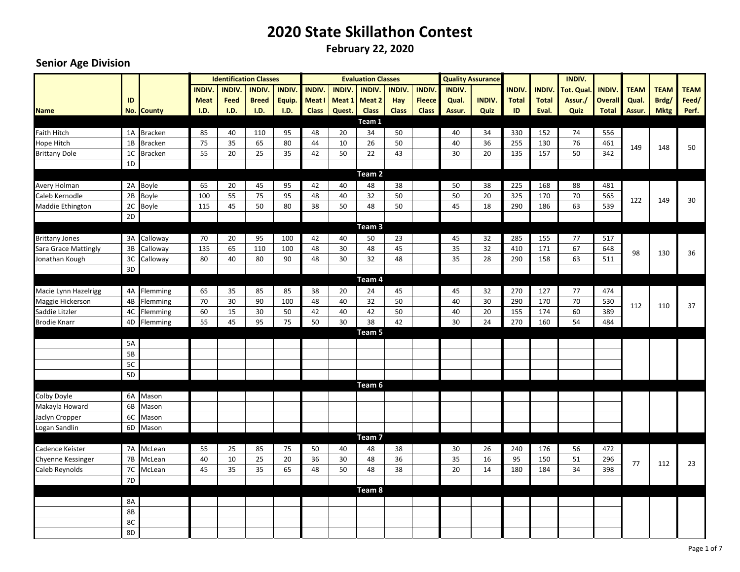# 2020 State Skillathon Contest

**February 22, 2020**

## Senior Age Division

| | | | Identification Classes | | | | Evaluation Classes | | | | | Quality Assurance | | | | INDIV. | | | | |
|---|---|---|---|---|---|---|---|---|---|---|---|---|---|---|---|---|---|---|---|---|
| **Name** | **ID No.** | **County** | **INDIV. Meat I.D.** | **INDIV. Feed I.D.** | **INDIV. Breed I.D.** | **INDIV. Equip. I.D.** | **INDIV. Meat I Class** | **INDIV. Meat 1 Quest.** | **INDIV. Meat 2 Class** | **INDIV. Hay Class** | **INDIV. Fleece Class** | **INDIV. Qual. Assur.** | **INDIV. Quiz** | **INDIV. Total ID** | **INDIV. Total Eval.** | **Tot. Qual. Assur./ Quiz** | **INDIV. Overall Total** | **TEAM Qual. Assur.** | **TEAM Brdg/ Mktg** | **TEAM Feed/ Perf.** |
| **Team 1** | | | | | | | | | | | | | | | | | | | | |
| Faith Hitch | 1A | Bracken | 85 | 40 | 110 | 95 | 48 | 20 | 34 | 50 | | 40 | 34 | 330 | 152 | 74 | 556 | 149 | 148 | 50 |
| Hope Hitch | 1B | Bracken | 75 | 35 | 65 | 80 | 44 | 10 | 26 | 50 | | 40 | 36 | 255 | 130 | 76 | 461 | | | |
| Brittany Dole | 1C | Bracken | 55 | 20 | 25 | 35 | 42 | 50 | 22 | 43 | | 30 | 20 | 135 | 157 | 50 | 342 | | | |
| | 1D | | | | | | | | | | | | | | | | | | | |
| **Team 2** | | | | | | | | | | | | | | | | | | | | |
| Avery Holman | 2A | Boyle | 65 | 20 | 45 | 95 | 42 | 40 | 48 | 38 | | 50 | 38 | 225 | 168 | 88 | 481 | 122 | 149 | 30 |
| Caleb Kernodle | 2B | Boyle | 100 | 55 | 75 | 95 | 48 | 40 | 32 | 50 | | 50 | 20 | 325 | 170 | 70 | 565 | | | |
| Maddie Ethington | 2C | Boyle | 115 | 45 | 50 | 80 | 38 | 50 | 48 | 50 | | 45 | 18 | 290 | 186 | 63 | 539 | | | |
| | 2D | | | | | | | | | | | | | | | | | | | |
| **Team 3** | | | | | | | | | | | | | | | | | | | | |
| Brittany Jones | 3A | Calloway | 70 | 20 | 95 | 100 | 42 | 40 | 50 | 23 | | 45 | 32 | 285 | 155 | 77 | 517 | 98 | 130 | 36 |
| Sara Grace Mattingly | 3B | Calloway | 135 | 65 | 110 | 100 | 48 | 30 | 48 | 45 | | 35 | 32 | 410 | 171 | 67 | 648 | | | |
| Jonathan Kough | 3C | Calloway | 80 | 40 | 80 | 90 | 48 | 30 | 32 | 48 | | 35 | 28 | 290 | 158 | 63 | 511 | | | |
| | 3D | | | | | | | | | | | | | | | | | | | |
| **Team 4** | | | | | | | | | | | | | | | | | | | | |
| Macie Lynn Hazelrigg | 4A | Flemming | 65 | 35 | 85 | 85 | 38 | 20 | 24 | 45 | | 45 | 32 | 270 | 127 | 77 | 474 | 112 | 110 | 37 |
| Maggie Hickerson | 4B | Flemming | 70 | 30 | 90 | 100 | 48 | 40 | 32 | 50 | | 40 | 30 | 290 | 170 | 70 | 530 | | | |
| Saddie Litzler | 4C | Flemming | 60 | 15 | 30 | 50 | 42 | 40 | 42 | 50 | | 40 | 20 | 155 | 174 | 60 | 389 | | | |
| Brodie Knarr | 4D | Flemming | 55 | 45 | 95 | 75 | 50 | 30 | 38 | 42 | | 30 | 24 | 270 | 160 | 54 | 484 | | | |
| **Team 5** | | | | | | | | | | | | | | | | | | | | |
| | 5A | | | | | | | | | | | | | | | | | | | |
| | 5B | | | | | | | | | | | | | | | | | | | |
| | 5C | | | | | | | | | | | | | | | | | | | |
| | 5D | | | | | | | | | | | | | | | | | | | |
| **Team 6** | | | | | | | | | | | | | | | | | | | | |
| Colby Doyle | 6A | Mason | | | | | | | | | | | | | | | | | | |
| Makayla Howard | 6B | Mason | | | | | | | | | | | | | | | | | | |
| Jaclyn Cropper | 6C | Mason | | | | | | | | | | | | | | | | | | |
| Logan Sandlin | 6D | Mason | | | | | | | | | | | | | | | | | | |
| **Team 7** | | | | | | | | | | | | | | | | | | | | |
| Cadence Keister | 7A | McLean | 55 | 25 | 85 | 75 | 50 | 40 | 48 | 38 | | 30 | 26 | 240 | 176 | 56 | 472 | 77 | 112 | 23 |
| Chyenne Kessinger | 7B | McLean | 40 | 10 | 25 | 20 | 36 | 30 | 48 | 36 | | 35 | 16 | 95 | 150 | 51 | 296 | | | |
| Caleb Reynolds | 7C | McLean | 45 | 35 | 35 | 65 | 48 | 50 | 48 | 38 | | 20 | 14 | 180 | 184 | 34 | 398 | | | |
| | 7D | | | | | | | | | | | | | | | | | | | |
| **Team 8** | | | | | | | | | | | | | | | | | | | | |
| | 8A | | | | | | | | | | | | | | | | | | | |
| | 8B | | | | | | | | | | | | | | | | | | | |
| | 8C | | | | | | | | | | | | | | | | | | | |
| | 8D | | | | | | | | | | | | | | | | | | | |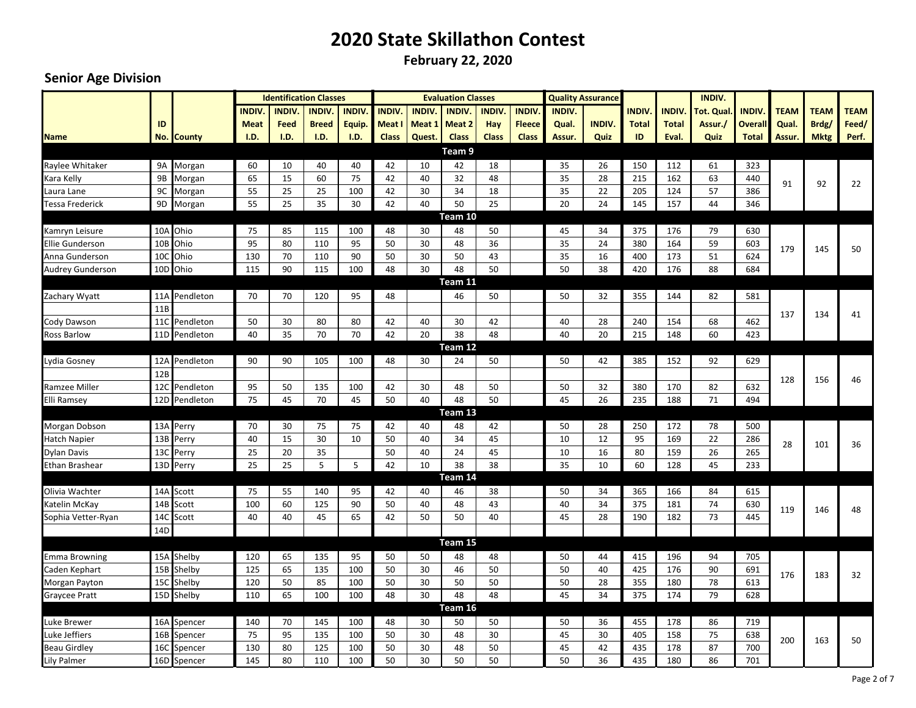# 2020 State Skillathon Contest

**February 22, 2020**

## Senior Age Division

| | | | Identification Classes | | | | Evaluation Classes | | | | | Quality Assurance | | | | INDIV. | | | | |
|---|---|---|---|---|---|---|---|---|---|---|---|---|---|---|---|---|---|---|---|---|
| Name | ID No. | County | INDIV. Meat I.D. | INDIV. Feed I.D. | INDIV. Breed I.D. | INDIV. Equip. I.D. | INDIV. Meat I Class | INDIV. Meat 1 Quest. | INDIV. Meat 2 Class | INDIV. Hay Class | INDIV. Fleece Class | INDIV. Qual. Assur. | INDIV. Quiz | INDIV. Total ID | INDIV. Total Eval. | INDIV. Tot. Qual. Assur./ Quiz | INDIV. Overall Total | TEAM Qual. Assur. | TEAM Brdg/ Mktg | TEAM Feed/ Perf. |
| **Team 9** | | | | | | | | | | | | | | | | | | | | |
| Raylee Whitaker | 9A | Morgan | 60 | 10 | 40 | 40 | 42 | 10 | 42 | 18 | | 35 | 26 | 150 | 112 | 61 | 323 | 91 | 92 | 22 |
| Kara Kelly | 9B | Morgan | 65 | 15 | 60 | 75 | 42 | 40 | 32 | 48 | | 35 | 28 | 215 | 162 | 63 | 440 | | | |
| Laura Lane | 9C | Morgan | 55 | 25 | 25 | 100 | 42 | 30 | 34 | 18 | | 35 | 22 | 205 | 124 | 57 | 386 | | | |
| Tessa Frederick | 9D | Morgan | 55 | 25 | 35 | 30 | 42 | 40 | 50 | 25 | | 20 | 24 | 145 | 157 | 44 | 346 | | | |
| **Team 10** | | | | | | | | | | | | | | | | | | | | |
| Kamryn Leisure | 10A | Ohio | 75 | 85 | 115 | 100 | 48 | 30 | 48 | 50 | | 45 | 34 | 375 | 176 | 79 | 630 | 179 | 145 | 50 |
| Ellie Gunderson | 10B | Ohio | 95 | 80 | 110 | 95 | 50 | 30 | 48 | 36 | | 35 | 24 | 380 | 164 | 59 | 603 | | | |
| Anna Gunderson | 10C | Ohio | 130 | 70 | 110 | 90 | 50 | 30 | 50 | 43 | | 35 | 16 | 400 | 173 | 51 | 624 | | | |
| Audrey Gunderson | 10D | Ohio | 115 | 90 | 115 | 100 | 48 | 30 | 48 | 50 | | 50 | 38 | 420 | 176 | 88 | 684 | | | |
| **Team 11** | | | | | | | | | | | | | | | | | | | | |
| Zachary Wyatt | 11A | Pendleton | 70 | 70 | 120 | 95 | 48 | | 46 | 50 | | 50 | 32 | 355 | 144 | 82 | 581 | 137 | 134 | 41 |
| | 11B | | | | | | | | | | | | | | | | | | | |
| Cody Dawson | 11C | Pendleton | 50 | 30 | 80 | 80 | 42 | 40 | 30 | 42 | | 40 | 28 | 240 | 154 | 68 | 462 | | | |
| Ross Barlow | 11D | Pendleton | 40 | 35 | 70 | 70 | 42 | 20 | 38 | 48 | | 40 | 20 | 215 | 148 | 60 | 423 | | | |
| **Team 12** | | | | | | | | | | | | | | | | | | | | |
| Lydia Gosney | 12A | Pendleton | 90 | 90 | 105 | 100 | 48 | 30 | 24 | 50 | | 50 | 42 | 385 | 152 | 92 | 629 | 128 | 156 | 46 |
| | 12B | | | | | | | | | | | | | | | | | | | |
| Ramzee Miller | 12C | Pendleton | 95 | 50 | 135 | 100 | 42 | 30 | 48 | 50 | | 50 | 32 | 380 | 170 | 82 | 632 | | | |
| Elli Ramsey | 12D | Pendleton | 75 | 45 | 70 | 45 | 50 | 40 | 48 | 50 | | 45 | 26 | 235 | 188 | 71 | 494 | | | |
| **Team 13** | | | | | | | | | | | | | | | | | | | | |
| Morgan Dobson | 13A | Perry | 70 | 30 | 75 | 75 | 42 | 40 | 48 | 42 | | 50 | 28 | 250 | 172 | 78 | 500 | 28 | 101 | 36 |
| Hatch Napier | 13B | Perry | 40 | 15 | 30 | 10 | 50 | 40 | 34 | 45 | | 10 | 12 | 95 | 169 | 22 | 286 | | | |
| Dylan Davis | 13C | Perry | 25 | 20 | 35 | | 50 | 40 | 24 | 45 | | 10 | 16 | 80 | 159 | 26 | 265 | | | |
| Ethan Brashear | 13D | Perry | 25 | 25 | 5 | 5 | 42 | 10 | 38 | 38 | | 35 | 10 | 60 | 128 | 45 | 233 | | | |
| **Team 14** | | | | | | | | | | | | | | | | | | | | |
| Olivia Wachter | 14A | Scott | 75 | 55 | 140 | 95 | 42 | 40 | 46 | 38 | | 50 | 34 | 365 | 166 | 84 | 615 | 119 | 146 | 48 |
| Katelin McKay | 14B | Scott | 100 | 60 | 125 | 90 | 50 | 40 | 48 | 43 | | 40 | 34 | 375 | 181 | 74 | 630 | | | |
| Sophia Vetter-Ryan | 14C | Scott | 40 | 40 | 45 | 65 | 42 | 50 | 50 | 40 | | 45 | 28 | 190 | 182 | 73 | 445 | | | |
| | 14D | | | | | | | | | | | | | | | | | | | |
| **Team 15** | | | | | | | | | | | | | | | | | | | | |
| Emma Browning | 15A | Shelby | 120 | 65 | 135 | 95 | 50 | 50 | 48 | 48 | | 50 | 44 | 415 | 196 | 94 | 705 | 176 | 183 | 32 |
| Caden Kephart | 15B | Shelby | 125 | 65 | 135 | 100 | 50 | 30 | 46 | 50 | | 50 | 40 | 425 | 176 | 90 | 691 | | | |
| Morgan Payton | 15C | Shelby | 120 | 50 | 85 | 100 | 50 | 30 | 50 | 50 | | 50 | 28 | 355 | 180 | 78 | 613 | | | |
| Graycee Pratt | 15D | Shelby | 110 | 65 | 100 | 100 | 48 | 30 | 48 | 48 | | 45 | 34 | 375 | 174 | 79 | 628 | | | |
| **Team 16** | | | | | | | | | | | | | | | | | | | | |
| Luke Brewer | 16A | Spencer | 140 | 70 | 145 | 100 | 48 | 30 | 50 | 50 | | 50 | 36 | 455 | 178 | 86 | 719 | 200 | 163 | 50 |
| Luke Jeffiers | 16B | Spencer | 75 | 95 | 135 | 100 | 50 | 30 | 48 | 30 | | 45 | 30 | 405 | 158 | 75 | 638 | | | |
| Beau Girdley | 16C | Spencer | 130 | 80 | 125 | 100 | 50 | 30 | 48 | 50 | | 45 | 42 | 435 | 178 | 87 | 700 | | | |
| Lily Palmer | 16D | Spencer | 145 | 80 | 110 | 100 | 50 | 30 | 50 | 50 | | 50 | 36 | 435 | 180 | 86 | 701 | | | |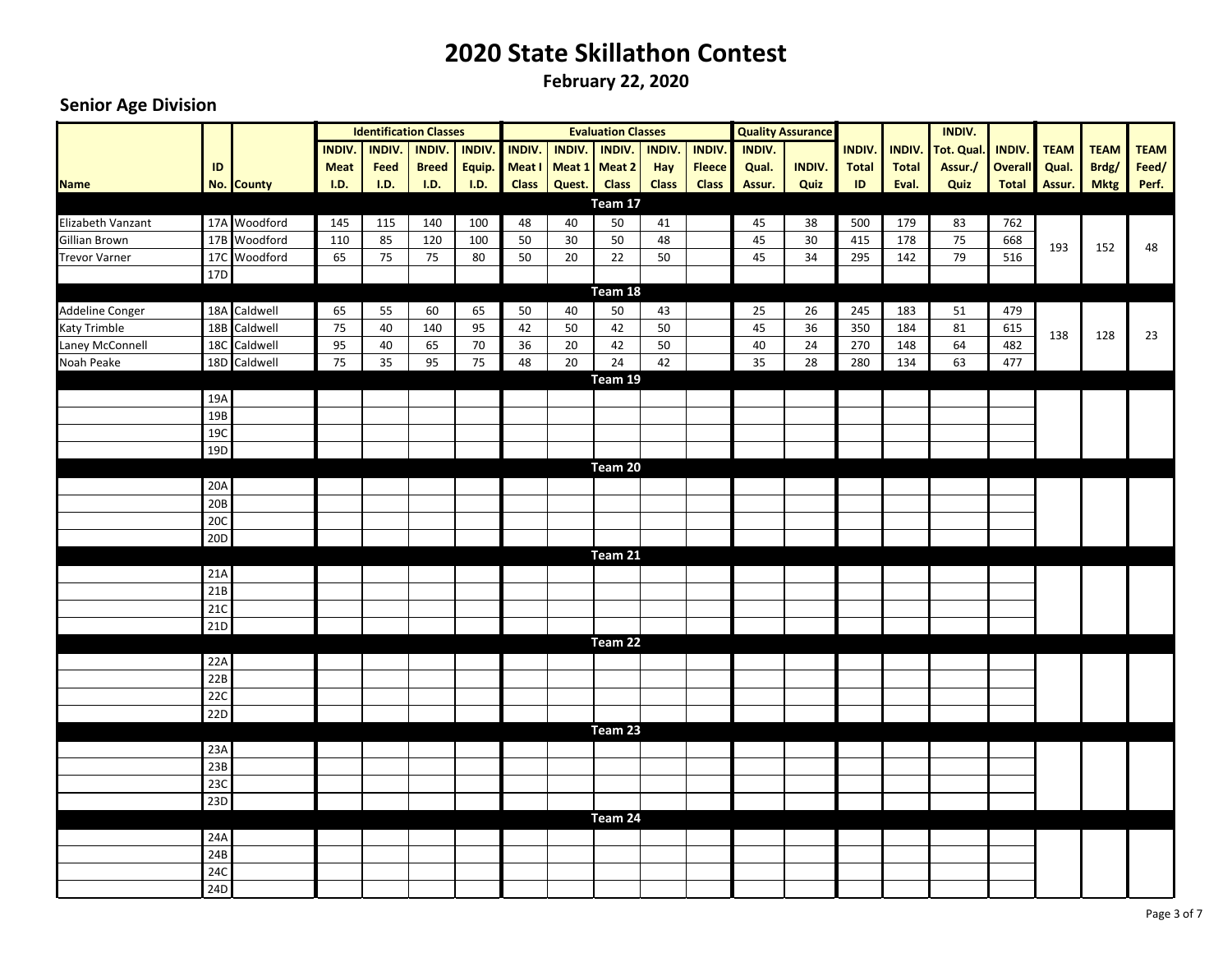# 2020 State Skillathon Contest

**February 22, 2020**

## Senior Age Division

| | | | Identification Classes | | | | Evaluation Classes | | | | | Quality Assurance | | | | INDIV. | | | | |
|---|---|---|---|---|---|---|---|---|---|---|---|---|---|---|---|---|---|---|---|---|
| **Name** | **ID No.** | **County** | **INDIV. Meat I.D.** | **INDIV. Feed I.D.** | **INDIV. Breed I.D.** | **INDIV. Equip. I.D.** | **INDIV. Meat I Class** | **INDIV. Meat 1 Quest.** | **INDIV. Meat 2 Class** | **INDIV. Hay Class** | **INDIV. Fleece Class** | **INDIV. Qual. Assur.** | **INDIV. Quiz** | **INDIV. Total ID** | **INDIV. Total Eval.** | **INDIV. Tot. Qual. Assur./ Quiz** | **INDIV. Overall Total** | **TEAM Qual. Assur.** | **TEAM Brdg/ Mktg** | **TEAM Feed/ Perf.** |
| **Team 17** | | | | | | | | | | | | | | | | | | | | |
| Elizabeth Vanzant | 17A | Woodford | 145 | 115 | 140 | 100 | 48 | 40 | 50 | 41 | | 45 | 38 | 500 | 179 | 83 | 762 | 193 | 152 | 48 |
| Gillian Brown | 17B | Woodford | 110 | 85 | 120 | 100 | 50 | 30 | 50 | 48 | | 45 | 30 | 415 | 178 | 75 | 668 | | | |
| Trevor Varner | 17C | Woodford | 65 | 75 | 75 | 80 | 50 | 20 | 22 | 50 | | 45 | 34 | 295 | 142 | 79 | 516 | | | |
| | 17D | | | | | | | | | | | | | | | | | | | |
| **Team 18** | | | | | | | | | | | | | | | | | | | | |
| Addeline Conger | 18A | Caldwell | 65 | 55 | 60 | 65 | 50 | 40 | 50 | 43 | | 25 | 26 | 245 | 183 | 51 | 479 | 138 | 128 | 23 |
| Katy Trimble | 18B | Caldwell | 75 | 40 | 140 | 95 | 42 | 50 | 42 | 50 | | 45 | 36 | 350 | 184 | 81 | 615 | | | |
| Laney McConnell | 18C | Caldwell | 95 | 40 | 65 | 70 | 36 | 20 | 42 | 50 | | 40 | 24 | 270 | 148 | 64 | 482 | | | |
| Noah Peake | 18D | Caldwell | 75 | 35 | 95 | 75 | 48 | 20 | 24 | 42 | | 35 | 28 | 280 | 134 | 63 | 477 | | | |
| **Team 19** | | | | | | | | | | | | | | | | | | | | |
| | 19A | | | | | | | | | | | | | | | | | | | |
| | 19B | | | | | | | | | | | | | | | | | | | |
| | 19C | | | | | | | | | | | | | | | | | | | |
| | 19D | | | | | | | | | | | | | | | | | | | |
| **Team 20** | | | | | | | | | | | | | | | | | | | | |
| | 20A | | | | | | | | | | | | | | | | | | | |
| | 20B | | | | | | | | | | | | | | | | | | | |
| | 20C | | | | | | | | | | | | | | | | | | | |
| | 20D | | | | | | | | | | | | | | | | | | | |
| **Team 21** | | | | | | | | | | | | | | | | | | | | |
| | 21A | | | | | | | | | | | | | | | | | | | |
| | 21B | | | | | | | | | | | | | | | | | | | |
| | 21C | | | | | | | | | | | | | | | | | | | |
| | 21D | | | | | | | | | | | | | | | | | | | |
| **Team 22** | | | | | | | | | | | | | | | | | | | | |
| | 22A | | | | | | | | | | | | | | | | | | | |
| | 22B | | | | | | | | | | | | | | | | | | | |
| | 22C | | | | | | | | | | | | | | | | | | | |
| | 22D | | | | | | | | | | | | | | | | | | | |
| **Team 23** | | | | | | | | | | | | | | | | | | | | |
| | 23A | | | | | | | | | | | | | | | | | | | |
| | 23B | | | | | | | | | | | | | | | | | | | |
| | 23C | | | | | | | | | | | | | | | | | | | |
| | 23D | | | | | | | | | | | | | | | | | | | |
| **Team 24** | | | | | | | | | | | | | | | | | | | | |
| | 24A | | | | | | | | | | | | | | | | | | | |
| | 24B | | | | | | | | | | | | | | | | | | | |
| | 24C | | | | | | | | | | | | | | | | | | | |
| | 24D | | | | | | | | | | | | | | | | | | | |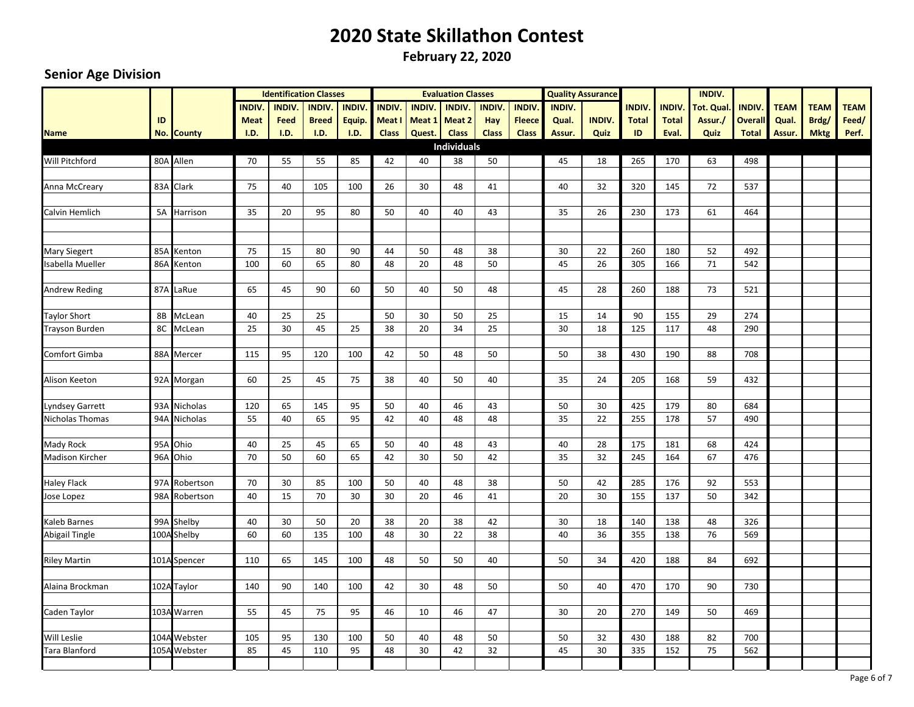# 2020 State Skillathon Contest

**February 22, 2020**

## Senior Age Division

| Name | ID No. | County | Identification Classes | | | | Evaluation Classes | | | | | Quality Assurance | | INDIV. Total ID | INDIV. Total Eval. | INDIV. Tot. Qual. Assur./ Quiz | INDIV. Overall Total | TEAM Qual. Assur. | TEAM Brdg/ Mktg | TEAM Feed/ Perf. |
|---|---|---|---|---|---|---|---|---|---|---|---|---|---|---|---|---|---|---|---|---|
| | | | INDIV. Meat I.D. | INDIV. Feed I.D. | INDIV. Breed I.D. | INDIV. Equip. I.D. | INDIV. Meat I Class | INDIV. Meat 1 Quest. | INDIV. Meat 2 Class | INDIV. Hay Class | INDIV. Fleece Class | INDIV. Qual. Assur. | INDIV. Quiz | | | | | | | |
| **Individuals** | | | | | | | | | | | | | | | | | | | | |
| Will Pitchford | 80A | Allen | 70 | 55 | 55 | 85 | 42 | 40 | 38 | 50 | | 45 | 18 | 265 | 170 | 63 | 498 | | | |
| Anna McCreary | 83A | Clark | 75 | 40 | 105 | 100 | 26 | 30 | 48 | 41 | | 40 | 32 | 320 | 145 | 72 | 537 | | | |
| Calvin Hemlich | 5A | Harrison | 35 | 20 | 95 | 80 | 50 | 40 | 40 | 43 | | 35 | 26 | 230 | 173 | 61 | 464 | | | |
| Mary Siegert | 85A | Kenton | 75 | 15 | 80 | 90 | 44 | 50 | 48 | 38 | | 30 | 22 | 260 | 180 | 52 | 492 | | | |
| Isabella Mueller | 86A | Kenton | 100 | 60 | 65 | 80 | 48 | 20 | 48 | 50 | | 45 | 26 | 305 | 166 | 71 | 542 | | | |
| Andrew Reding | 87A | LaRue | 65 | 45 | 90 | 60 | 50 | 40 | 50 | 48 | | 45 | 28 | 260 | 188 | 73 | 521 | | | |
| Taylor Short | 8B | McLean | 40 | 25 | 25 | | 50 | 30 | 50 | 25 | | 15 | 14 | 90 | 155 | 29 | 274 | | | |
| Trayson Burden | 8C | McLean | 25 | 30 | 45 | 25 | 38 | 20 | 34 | 25 | | 30 | 18 | 125 | 117 | 48 | 290 | | | |
| Comfort Gimba | 88A | Mercer | 115 | 95 | 120 | 100 | 42 | 50 | 48 | 50 | | 50 | 38 | 430 | 190 | 88 | 708 | | | |
| Alison Keeton | 92A | Morgan | 60 | 25 | 45 | 75 | 38 | 40 | 50 | 40 | | 35 | 24 | 205 | 168 | 59 | 432 | | | |
| Lyndsey Garrett | 93A | Nicholas | 120 | 65 | 145 | 95 | 50 | 40 | 46 | 43 | | 50 | 30 | 425 | 179 | 80 | 684 | | | |
| Nicholas Thomas | 94A | Nicholas | 55 | 40 | 65 | 95 | 42 | 40 | 48 | 48 | | 35 | 22 | 255 | 178 | 57 | 490 | | | |
| Mady Rock | 95A | Ohio | 40 | 25 | 45 | 65 | 50 | 40 | 48 | 43 | | 40 | 28 | 175 | 181 | 68 | 424 | | | |
| Madison Kircher | 96A | Ohio | 70 | 50 | 60 | 65 | 42 | 30 | 50 | 42 | | 35 | 32 | 245 | 164 | 67 | 476 | | | |
| Haley Flack | 97A | Robertson | 70 | 30 | 85 | 100 | 50 | 40 | 48 | 38 | | 50 | 42 | 285 | 176 | 92 | 553 | | | |
| Jose Lopez | 98A | Robertson | 40 | 15 | 70 | 30 | 30 | 20 | 46 | 41 | | 20 | 30 | 155 | 137 | 50 | 342 | | | |
| Kaleb Barnes | 99A | Shelby | 40 | 30 | 50 | 20 | 38 | 20 | 38 | 42 | | 30 | 18 | 140 | 138 | 48 | 326 | | | |
| Abigail Tingle | 100A | Shelby | 60 | 60 | 135 | 100 | 48 | 30 | 22 | 38 | | 40 | 36 | 355 | 138 | 76 | 569 | | | |
| Riley Martin | 101A | Spencer | 110 | 65 | 145 | 100 | 48 | 50 | 50 | 40 | | 50 | 34 | 420 | 188 | 84 | 692 | | | |
| Alaina Brockman | 102A | Taylor | 140 | 90 | 140 | 100 | 42 | 30 | 48 | 50 | | 50 | 40 | 470 | 170 | 90 | 730 | | | |
| Caden Taylor | 103A | Warren | 55 | 45 | 75 | 95 | 46 | 10 | 46 | 47 | | 30 | 20 | 270 | 149 | 50 | 469 | | | |
| Will Leslie | 104A | Webster | 105 | 95 | 130 | 100 | 50 | 40 | 48 | 50 | | 50 | 32 | 430 | 188 | 82 | 700 | | | |
| Tara Blanford | 105A | Webster | 85 | 45 | 110 | 95 | 48 | 30 | 42 | 32 | | 45 | 30 | 335 | 152 | 75 | 562 | | | |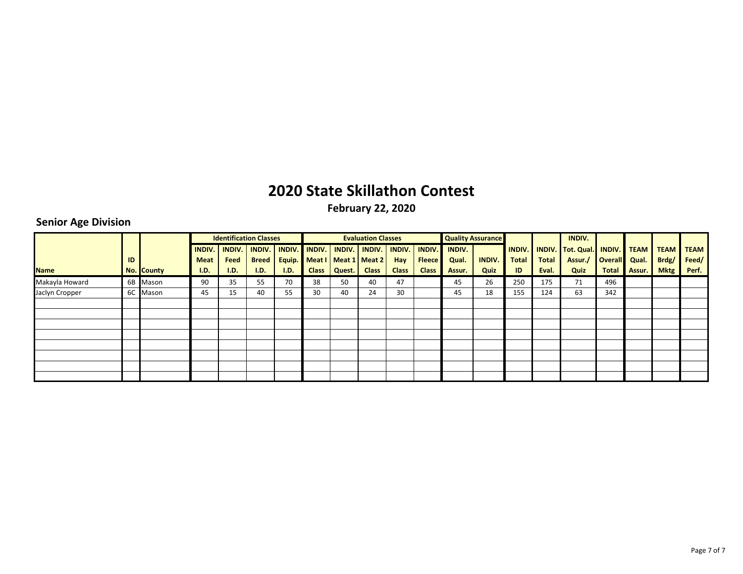# 2020 State Skillathon Contest

**February 22, 2020**

## Senior Age Division

| | | | Identification Classes | | | | Evaluation Classes | | | | | Quality Assurance | | | | INDIV. | | | | |
|---|---|---|---|---|---|---|---|---|---|---|---|---|---|---|---|---|---|---|---|---|
| Name | ID No. | County | INDIV. Meat I.D. | INDIV. Feed I.D. | INDIV. Breed I.D. | INDIV. Equip. I.D. | INDIV. Meat I Class | INDIV. Meat 1 Quest. | INDIV. Meat 2 Class | INDIV. Hay Class | INDIV. Fleece Class | INDIV. Qual. Assur. | INDIV. Quiz | INDIV. Total ID | INDIV. Total Eval. | Tot. Qual. Assur./ Quiz | INDIV. Overall Total | TEAM Qual. Assur. | TEAM Brdg/ Mktg | TEAM Feed/ Perf. |
| Makayla Howard | 6B | Mason | 90 | 35 | 55 | 70 | 38 | 50 | 40 | 47 | | 45 | 26 | 250 | 175 | 71 | 496 | | | |
| Jaclyn Cropper | 6C | Mason | 45 | 15 | 40 | 55 | 30 | 40 | 24 | 30 | | 45 | 18 | 155 | 124 | 63 | 342 | | | |